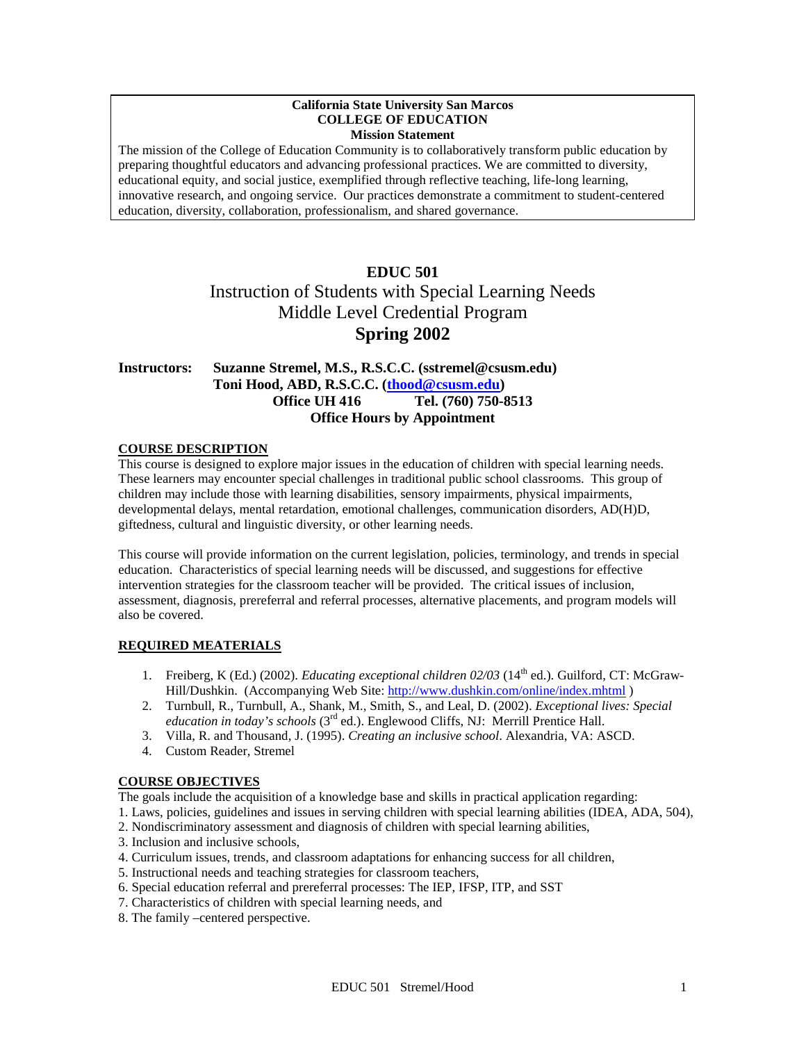**California State University San Marcos**
**COLLEGE OF EDUCATION**
**Mission Statement**

The mission of the College of Education Community is to collaboratively transform public education by preparing thoughtful educators and advancing professional practices. We are committed to diversity, educational equity, and social justice, exemplified through reflective teaching, life-long learning, innovative research, and ongoing service. Our practices demonstrate a commitment to student-centered education, diversity, collaboration, professionalism, and shared governance.

# EDUC 501

## Instruction of Students with Special Learning Needs
## Middle Level Credential Program
## Spring 2002

**Instructors: Suzanne Stremel, M.S., R.S.C.C. (sstremel@csusm.edu)**
**Toni Hood, ABD, R.S.C.C. (thood@csusm.edu)**
**Office UH 416 Tel. (760) 750-8513**
**Office Hours by Appointment**

### COURSE DESCRIPTION

This course is designed to explore major issues in the education of children with special learning needs. These learners may encounter special challenges in traditional public school classrooms. This group of children may include those with learning disabilities, sensory impairments, physical impairments, developmental delays, mental retardation, emotional challenges, communication disorders, AD(H)D, giftedness, cultural and linguistic diversity, or other learning needs.

This course will provide information on the current legislation, policies, terminology, and trends in special education. Characteristics of special learning needs will be discussed, and suggestions for effective intervention strategies for the classroom teacher will be provided. The critical issues of inclusion, assessment, diagnosis, prereferral and referral processes, alternative placements, and program models will also be covered.

### REQUIRED MEATERIALS

1. Freiberg, K (Ed.) (2002). *Educating exceptional children 02/03* (14th ed.). Guilford, CT: McGraw-Hill/Dushkin. (Accompanying Web Site: http://www.dushkin.com/online/index.mhtml )
2. Turnbull, R., Turnbull, A., Shank, M., Smith, S., and Leal, D. (2002). *Exceptional lives: Special education in today's schools* (3rd ed.). Englewood Cliffs, NJ: Merrill Prentice Hall.
3. Villa, R. and Thousand, J. (1995). *Creating an inclusive school*. Alexandria, VA: ASCD.
4. Custom Reader, Stremel

### COURSE OBJECTIVES

The goals include the acquisition of a knowledge base and skills in practical application regarding:

1. Laws, policies, guidelines and issues in serving children with special learning abilities (IDEA, ADA, 504),
2. Nondiscriminatory assessment and diagnosis of children with special learning abilities,
3. Inclusion and inclusive schools,
4. Curriculum issues, trends, and classroom adaptations for enhancing success for all children,
5. Instructional needs and teaching strategies for classroom teachers,
6. Special education referral and prereferral processes: The IEP, IFSP, ITP, and SST
7. Characteristics of children with special learning needs, and
8. The family –centered perspective.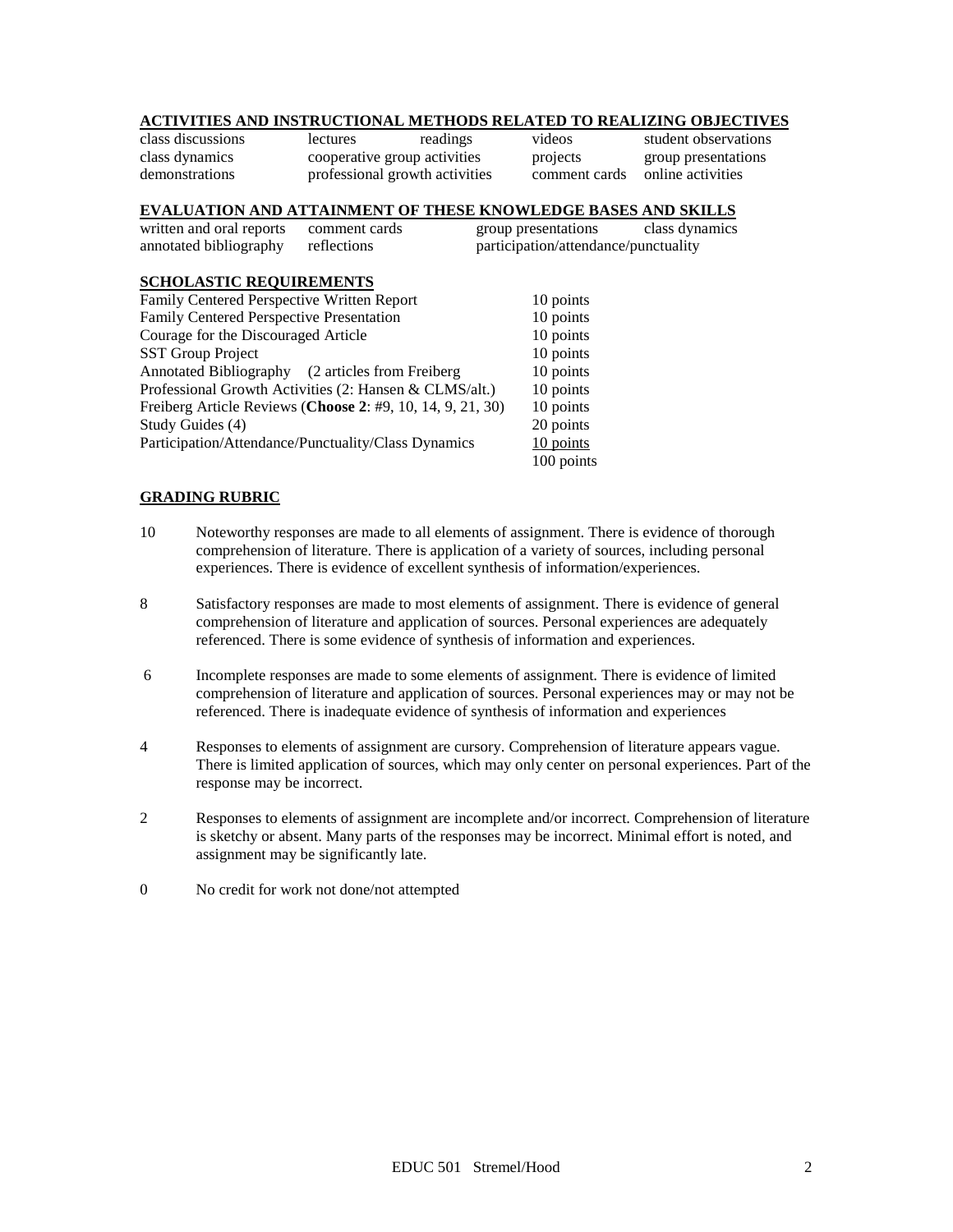## ACTIVITIES AND INSTRUCTIONAL METHODS RELATED TO REALIZING OBJECTIVES

| | | | | |
|---|---|---|---|---|
| class discussions | lectures | readings | videos | student observations |
| class dynamics | cooperative group activities | | projects | group presentations |
| demonstrations | professional growth activities | | comment cards | online activities |

## EVALUATION AND ATTAINMENT OF THESE KNOWLEDGE BASES AND SKILLS

| | | | |
|---|---|---|---|
| written and oral reports | comment cards | group presentations | class dynamics |
| annotated bibliography | reflections | participation/attendance/punctuality | |

## SCHOLASTIC REQUIREMENTS

| | |
|---|---|
| Family Centered Perspective Written Report | 10 points |
| Family Centered Perspective Presentation | 10 points |
| Courage for the Discouraged Article | 10 points |
| SST Group Project | 10 points |
| Annotated Bibliography (2 articles from Freiberg | 10 points |
| Professional Growth Activities (2: Hansen & CLMS/alt.) | 10 points |
| Freiberg Article Reviews (**Choose 2**: #9, 10, 14, 9, 21, 30) | 10 points |
| Study Guides (4) | 20 points |
| Participation/Attendance/Punctuality/Class Dynamics | 10 points |
| | 100 points |

## GRADING RUBRIC

10 Noteworthy responses are made to all elements of assignment. There is evidence of thorough comprehension of literature. There is application of a variety of sources, including personal experiences. There is evidence of excellent synthesis of information/experiences.

8 Satisfactory responses are made to most elements of assignment. There is evidence of general comprehension of literature and application of sources. Personal experiences are adequately referenced. There is some evidence of synthesis of information and experiences.

6 Incomplete responses are made to some elements of assignment. There is evidence of limited comprehension of literature and application of sources. Personal experiences may or may not be referenced. There is inadequate evidence of synthesis of information and experiences

4 Responses to elements of assignment are cursory. Comprehension of literature appears vague. There is limited application of sources, which may only center on personal experiences. Part of the response may be incorrect.

2 Responses to elements of assignment are incomplete and/or incorrect. Comprehension of literature is sketchy or absent. Many parts of the responses may be incorrect. Minimal effort is noted, and assignment may be significantly late.

0 No credit for work not done/not attempted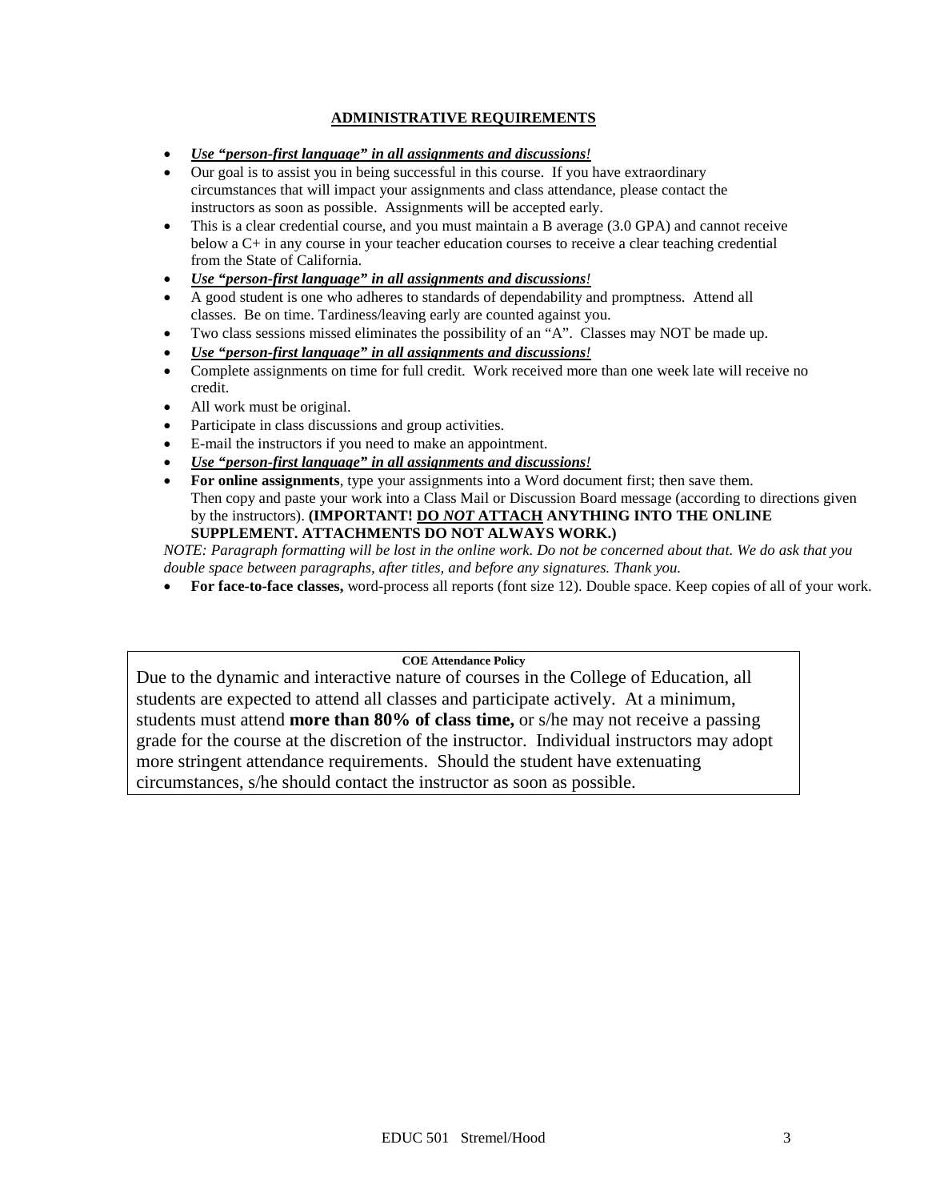## ADMINISTRATIVE REQUIREMENTS

- ***Use "person-first language" in all assignments and discussions!***
- Our goal is to assist you in being successful in this course. If you have extraordinary circumstances that will impact your assignments and class attendance, please contact the instructors as soon as possible. Assignments will be accepted early.
- This is a clear credential course, and you must maintain a B average (3.0 GPA) and cannot receive below a C+ in any course in your teacher education courses to receive a clear teaching credential from the State of California.
- ***Use "person-first language" in all assignments and discussions!***
- A good student is one who adheres to standards of dependability and promptness. Attend all classes. Be on time. Tardiness/leaving early are counted against you.
- Two class sessions missed eliminates the possibility of an "A". Classes may NOT be made up.
- ***Use "person-first language" in all assignments and discussions!***
- Complete assignments on time for full credit. Work received more than one week late will receive no credit.
- All work must be original.
- Participate in class discussions and group activities.
- E-mail the instructors if you need to make an appointment.
- ***Use "person-first language" in all assignments and discussions!***
- **For online assignments**, type your assignments into a Word document first; then save them. Then copy and paste your work into a Class Mail or Discussion Board message (according to directions given by the instructors). **(IMPORTANT! DO *NOT* ATTACH ANYTHING INTO THE ONLINE SUPPLEMENT. ATTACHMENTS DO NOT ALWAYS WORK.)**

*NOTE: Paragraph formatting will be lost in the online work. Do not be concerned about that. We do ask that you double space between paragraphs, after titles, and before any signatures. Thank you.*

- **For face-to-face classes,** word-process all reports (font size 12). Double space. Keep copies of all of your work.

**COE Attendance Policy**

Due to the dynamic and interactive nature of courses in the College of Education, all students are expected to attend all classes and participate actively. At a minimum, students must attend **more than 80% of class time,** or s/he may not receive a passing grade for the course at the discretion of the instructor. Individual instructors may adopt more stringent attendance requirements. Should the student have extenuating circumstances, s/he should contact the instructor as soon as possible.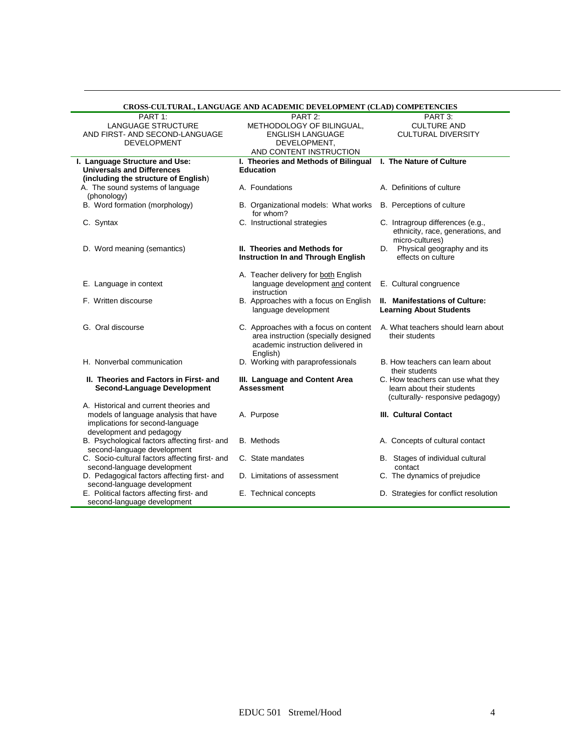**CROSS-CULTURAL, LANGUAGE AND ACADEMIC DEVELOPMENT (CLAD) COMPETENCIES**

| PART 1: LANGUAGE STRUCTURE AND FIRST- AND SECOND-LANGUAGE DEVELOPMENT | PART 2: METHODOLOGY OF BILINGUAL, ENGLISH LANGUAGE DEVELOPMENT, AND CONTENT INSTRUCTION | PART 3: CULTURE AND CULTURAL DIVERSITY |
|---|---|---|
| **I. Language Structure and Use: Universals and Differences (including the structure of English)** | **I. Theories and Methods of Bilingual Education** | **I. The Nature of Culture** |
| A. The sound systems of language (phonology) | A. Foundations | A. Definitions of culture |
| B. Word formation (morphology) | B. Organizational models: What works for whom? | B. Perceptions of culture |
| C. Syntax | C. Instructional strategies | C. Intragroup differences (e.g., ethnicity, race, generations, and micro-cultures) |
| D. Word meaning (semantics) | **II. Theories and Methods for Instruction In and Through English** | D. Physical geography and its effects on culture |
| E. Language in context | A. Teacher delivery for both English language development and content instruction | E. Cultural congruence |
| F. Written discourse | B. Approaches with a focus on English language development | **II. Manifestations of Culture: Learning About Students** |
| G. Oral discourse | C. Approaches with a focus on content area instruction (specially designed academic instruction delivered in English) | A. What teachers should learn about their students |
| H. Nonverbal communication | D. Working with paraprofessionals | B. How teachers can learn about their students |
| **II. Theories and Factors in First- and Second-Language Development** | **III. Language and Content Area Assessment** | C. How teachers can use what they learn about their students (culturally- responsive pedagogy) |
| A. Historical and current theories and models of language analysis that have implications for second-language development and pedagogy | A. Purpose | **III. Cultural Contact** |
| B. Psychological factors affecting first- and second-language development | B. Methods | A. Concepts of cultural contact |
| C. Socio-cultural factors affecting first- and second-language development | C. State mandates | B. Stages of individual cultural contact |
| D. Pedagogical factors affecting first- and second-language development | D. Limitations of assessment | C. The dynamics of prejudice |
| E. Political factors affecting first- and second-language development | E. Technical concepts | D. Strategies for conflict resolution |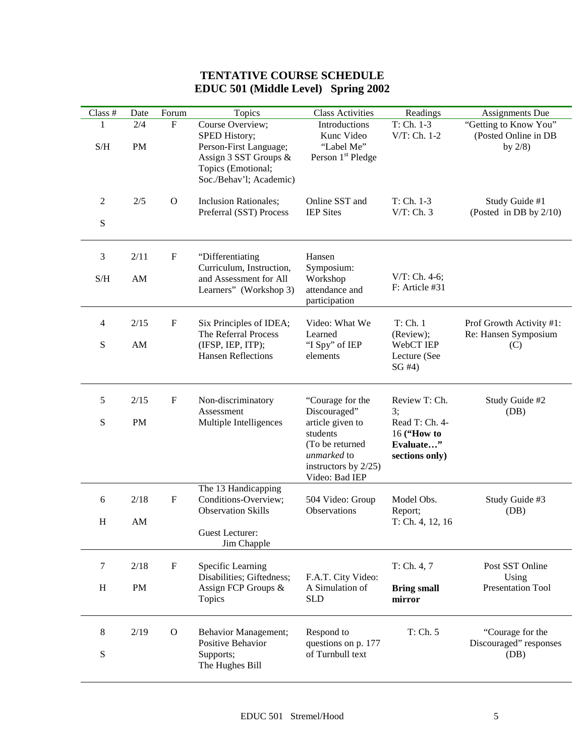# TENTATIVE COURSE SCHEDULE
## EDUC 501 (Middle Level) Spring 2002

| Class # | Date | Forum | Topics | Class Activities | Readings | Assignments Due |
|---|---|---|---|---|---|---|
| 1<br>S/H | 2/4<br>PM | F | Course Overview; SPED History; Person-First Language; Assign 3 SST Groups & Topics (Emotional; Soc./Behav'l; Academic) | Introductions<br>Kunc Video<br>"Label Me"<br>Person 1st Pledge | T: Ch. 1-3<br>V/T: Ch. 1-2 | "Getting to Know You" (Posted Online in DB by 2/8) |
| 2<br>S | 2/5 | O | Inclusion Rationales; Preferral (SST) Process | Online SST and IEP Sites | T: Ch. 1-3<br>V/T: Ch. 3 | Study Guide #1 (Posted in DB by 2/10) |
| 3<br>S/H | 2/11<br>AM | F | "Differentiating Curriculum, Instruction, and Assessment for All Learners" (Workshop 3) | Hansen Symposium: Workshop attendance and participation | V/T: Ch. 4-6;<br>F: Article #31 | |
| 4<br>S | 2/15<br>AM | F | Six Principles of IDEA; The Referral Process (IFSP, IEP, ITP); Hansen Reflections | Video: What We Learned<br>"I Spy" of IEP elements | T: Ch. 1 (Review);<br>WebCT IEP Lecture (See SG #4) | Prof Growth Activity #1: Re: Hansen Symposium (C) |
| 5<br>S | 2/15<br>PM | F | Non-discriminatory Assessment<br>Multiple Intelligences | "Courage for the Discouraged" article given to students (To be returned *unmarked* to instructors by 2/25)<br>Video: Bad IEP | Review T: Ch. 3;<br>Read T: Ch. 4-16 **("How to Evaluate…" sections only)** | Study Guide #2 (DB) |
| 6<br>H | 2/18<br>AM | F | The 13 Handicapping Conditions-Overview; Observation Skills<br>Guest Lecturer: Jim Chapple | 504 Video: Group Observations | Model Obs. Report;<br>T: Ch. 4, 12, 16 | Study Guide #3 (DB) |
| 7<br>H | 2/18<br>PM | F | Specific Learning Disabilities; Giftedness; Assign FCP Groups & Topics | F.A.T. City Video: A Simulation of SLD | T: Ch. 4, 7<br>**Bring small mirror** | Post SST Online Using Presentation Tool |
| 8<br>S | 2/19 | O | Behavior Management; Positive Behavior Supports; The Hughes Bill | Respond to questions on p. 177 of Turnbull text | T: Ch. 5 | "Courage for the Discouraged" responses (DB) |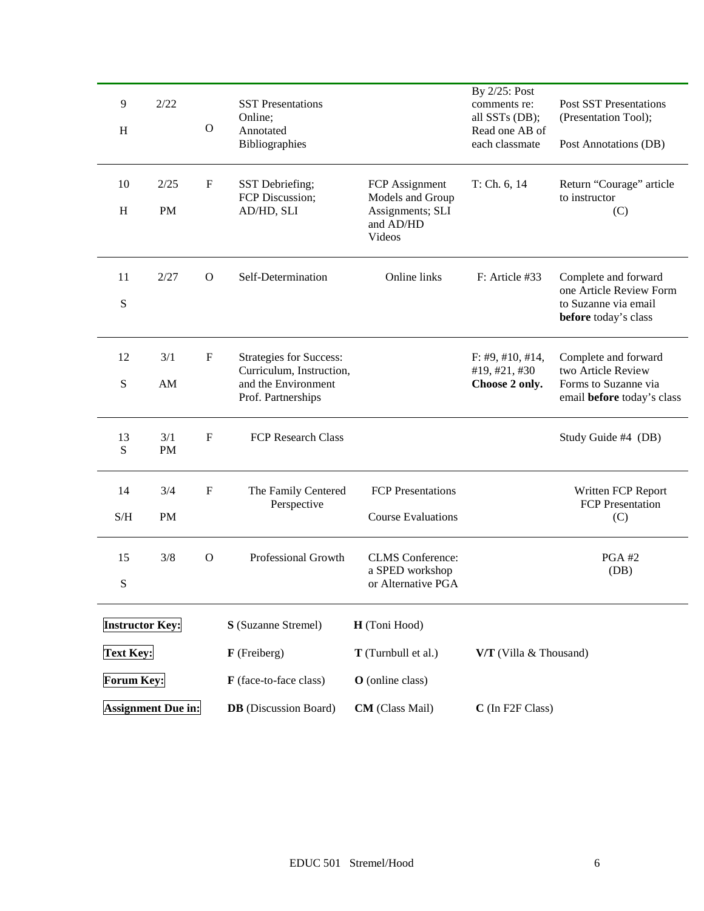| | | | | | | |
|---|---|---|---|---|---|---|
| 9<br>H | 2/22 | O | SST Presentations Online;<br>Annotated Bibliographies | | By 2/25: Post comments re: all SSTs (DB); Read one AB of each classmate | Post SST Presentations (Presentation Tool);<br>Post Annotations (DB) |
| 10<br>H | 2/25<br>PM | F | SST Debriefing;<br>FCP Discussion;<br>AD/HD, SLI | FCP Assignment Models and Group Assignments; SLI and AD/HD Videos | T: Ch. 6, 14 | Return "Courage" article to instructor<br>(C) |
| 11<br>S | 2/27 | O | Self-Determination | Online links | F: Article #33 | Complete and forward one Article Review Form to Suzanne via email **before** today's class |
| 12<br>S | 3/1<br>AM | F | Strategies for Success: Curriculum, Instruction, and the Environment<br>Prof. Partnerships | | F: #9, #10, #14, #19, #21, #30<br>**Choose 2 only.** | Complete and forward two Article Review Forms to Suzanne via email **before** today's class |
| 13<br>S | 3/1<br>PM | F | FCP Research Class | | | Study Guide #4 (DB) |
| 14<br>S/H | 3/4<br>PM | F | The Family Centered Perspective | FCP Presentations<br>Course Evaluations | | Written FCP Report<br>FCP Presentation<br>(C) |
| 15<br>S | 3/8 | O | Professional Growth | CLMS Conference: a SPED workshop or Alternative PGA | | PGA #2<br>(DB) |

| | | | |
|---|---|---|---|
| **Instructor Key:** | **S** (Suzanne Stremel) | **H** (Toni Hood) | |
| **Text Key:** | **F** (Freiberg) | **T** (Turnbull et al.) | **V/T** (Villa & Thousand) |
| **Forum Key:** | **F** (face-to-face class) | **O** (online class) | |
| **Assignment Due in:** | **DB** (Discussion Board) | **CM** (Class Mail) | **C** (In F2F Class) |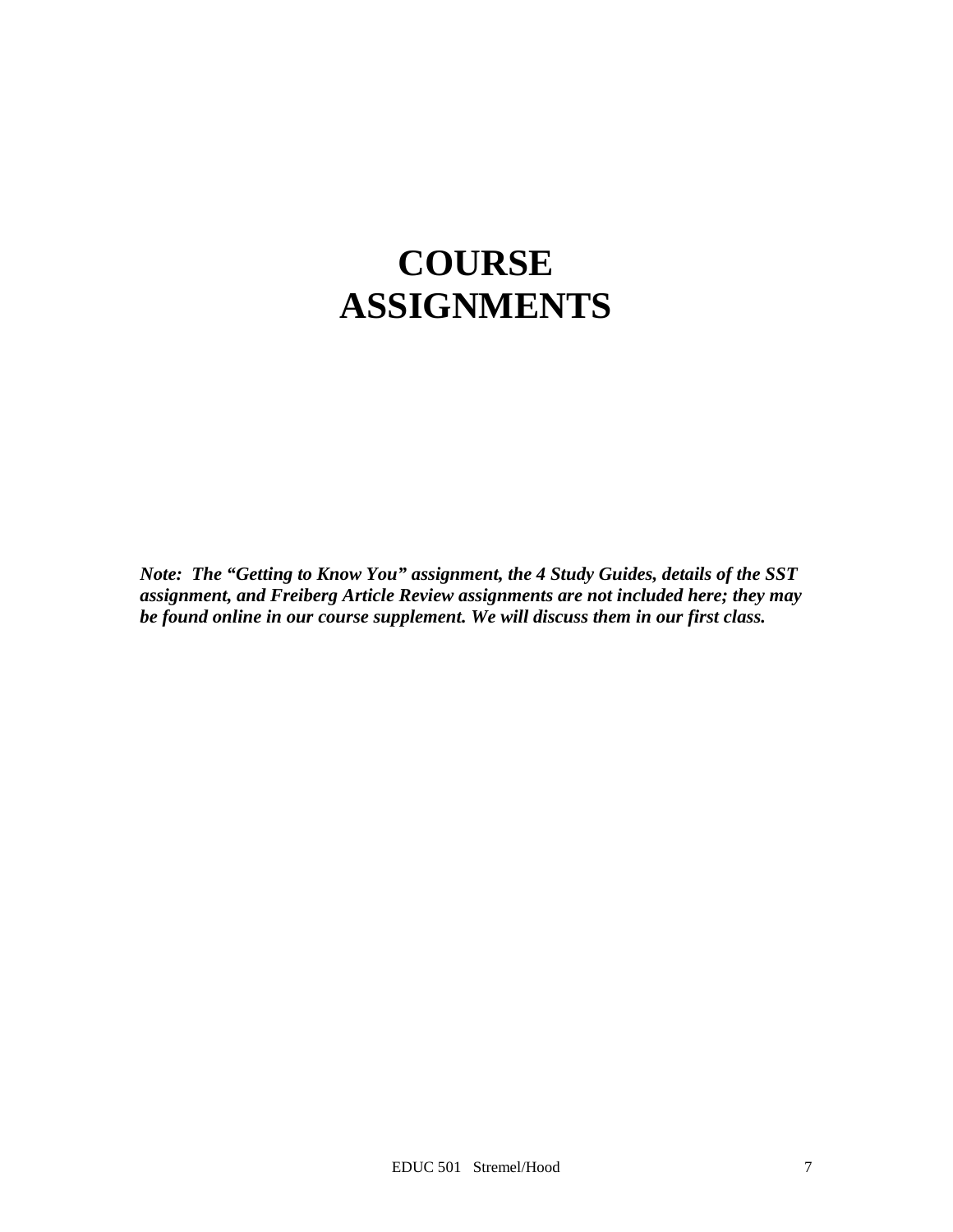# COURSE ASSIGNMENTS

***Note: The "Getting to Know You" assignment, the 4 Study Guides, details of the SST assignment, and Freiberg Article Review assignments are not included here; they may be found online in our course supplement. We will discuss them in our first class.***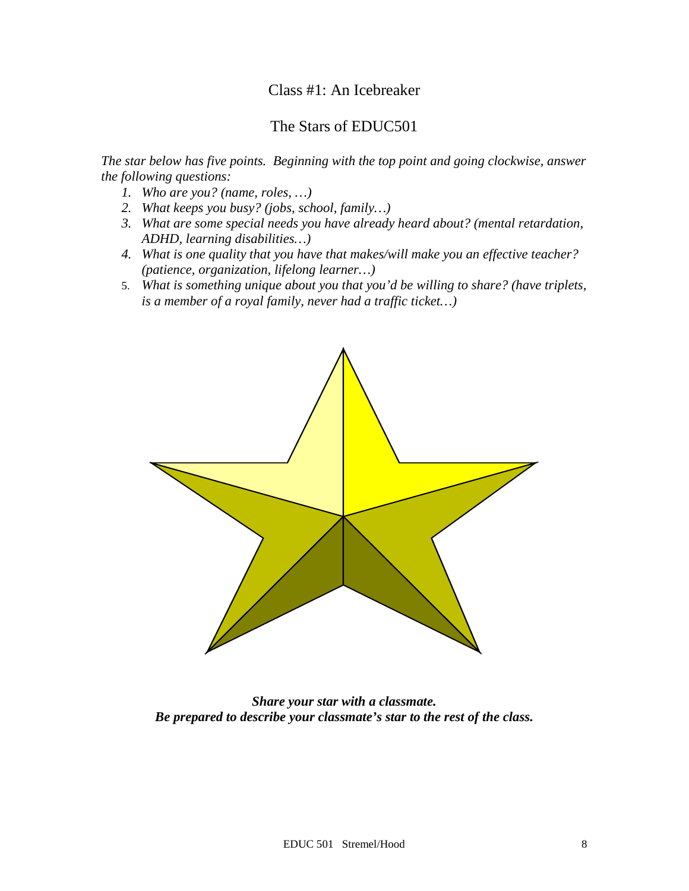## Class #1: An Icebreaker

## The Stars of EDUC501

*The star below has five points. Beginning with the top point and going clockwise, answer the following questions:*

1. *Who are you? (name, roles, …)*
2. *What keeps you busy? (jobs, school, family…)*
3. *What are some special needs you have already heard about? (mental retardation, ADHD, learning disabilities…)*
4. *What is one quality that you have that makes/will make you an effective teacher? (patience, organization, lifelong learner…)*
5. *What is something unique about you that you'd be willing to share? (have triplets, is a member of a royal family, never had a traffic ticket…)*

***Share your star with a classmate.***
***Be prepared to describe your classmate's star to the rest of the class.***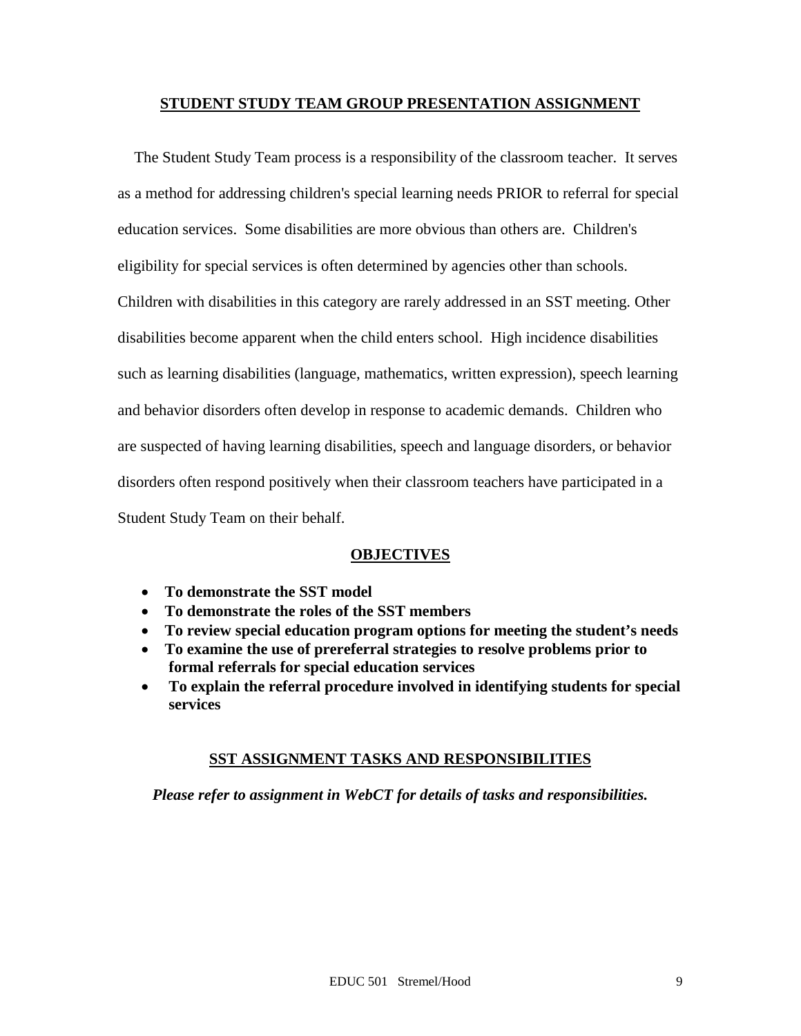## STUDENT STUDY TEAM GROUP PRESENTATION ASSIGNMENT

The Student Study Team process is a responsibility of the classroom teacher. It serves as a method for addressing children's special learning needs PRIOR to referral for special education services. Some disabilities are more obvious than others are. Children's eligibility for special services is often determined by agencies other than schools. Children with disabilities in this category are rarely addressed in an SST meeting. Other disabilities become apparent when the child enters school. High incidence disabilities such as learning disabilities (language, mathematics, written expression), speech learning and behavior disorders often develop in response to academic demands. Children who are suspected of having learning disabilities, speech and language disorders, or behavior disorders often respond positively when their classroom teachers have participated in a Student Study Team on their behalf.

### OBJECTIVES

- **To demonstrate the SST model**
- **To demonstrate the roles of the SST members**
- **To review special education program options for meeting the student's needs**
- **To examine the use of prereferral strategies to resolve problems prior to formal referrals for special education services**
- **To explain the referral procedure involved in identifying students for special services**

### SST ASSIGNMENT TASKS AND RESPONSIBILITIES

***Please refer to assignment in WebCT for details of tasks and responsibilities.***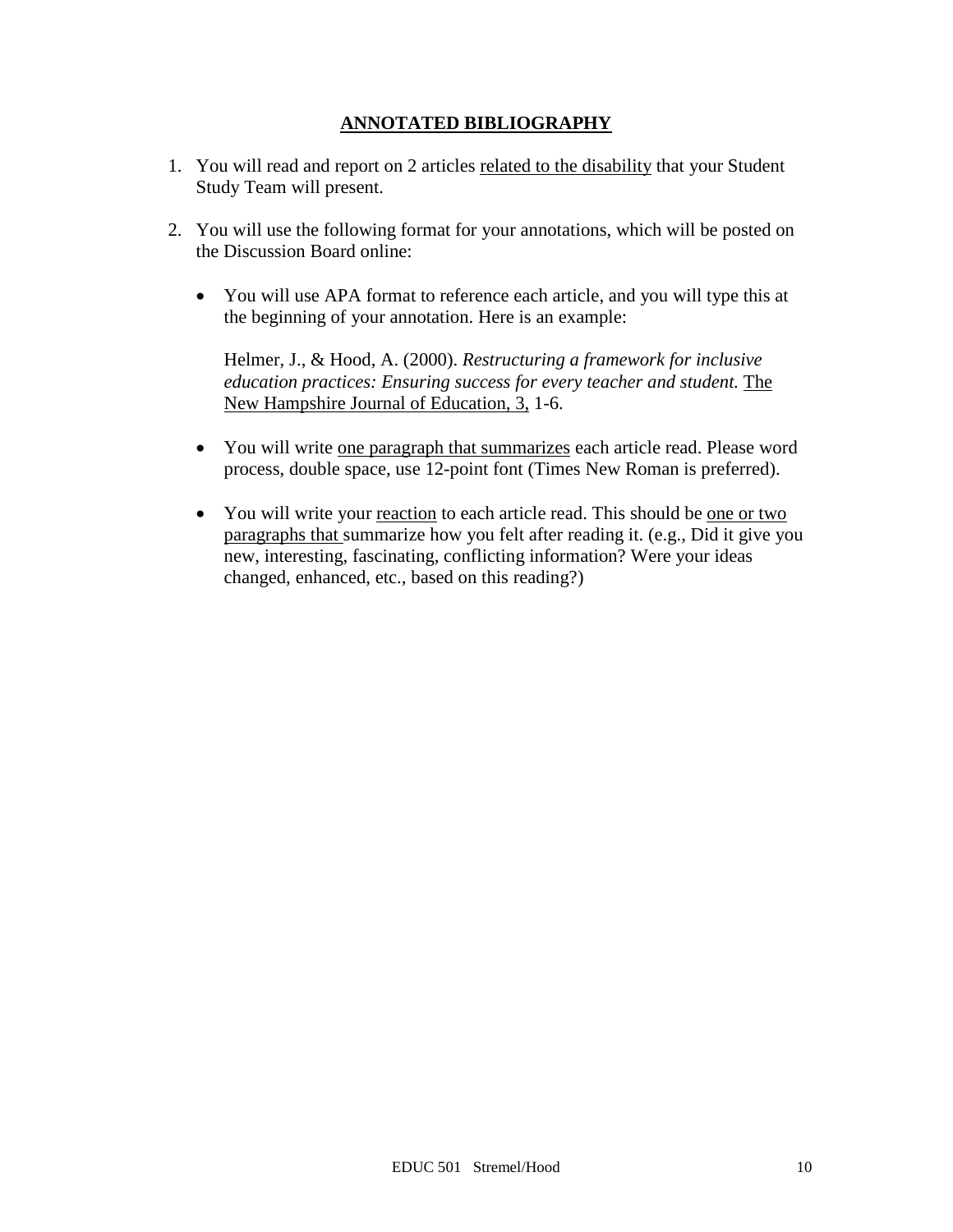## **ANNOTATED BIBLIOGRAPHY**

1. You will read and report on 2 articles related to the disability that your Student Study Team will present.

2. You will use the following format for your annotations, which will be posted on the Discussion Board online:

   - You will use APA format to reference each article, and you will type this at the beginning of your annotation. Here is an example:

     Helmer, J., & Hood, A. (2000). *Restructuring a framework for inclusive education practices: Ensuring success for every teacher and student.* The New Hampshire Journal of Education, 3, 1-6.

   - You will write one paragraph that summarizes each article read. Please word process, double space, use 12-point font (Times New Roman is preferred).

   - You will write your reaction to each article read. This should be one or two paragraphs that summarize how you felt after reading it. (e.g., Did it give you new, interesting, fascinating, conflicting information? Were your ideas changed, enhanced, etc., based on this reading?)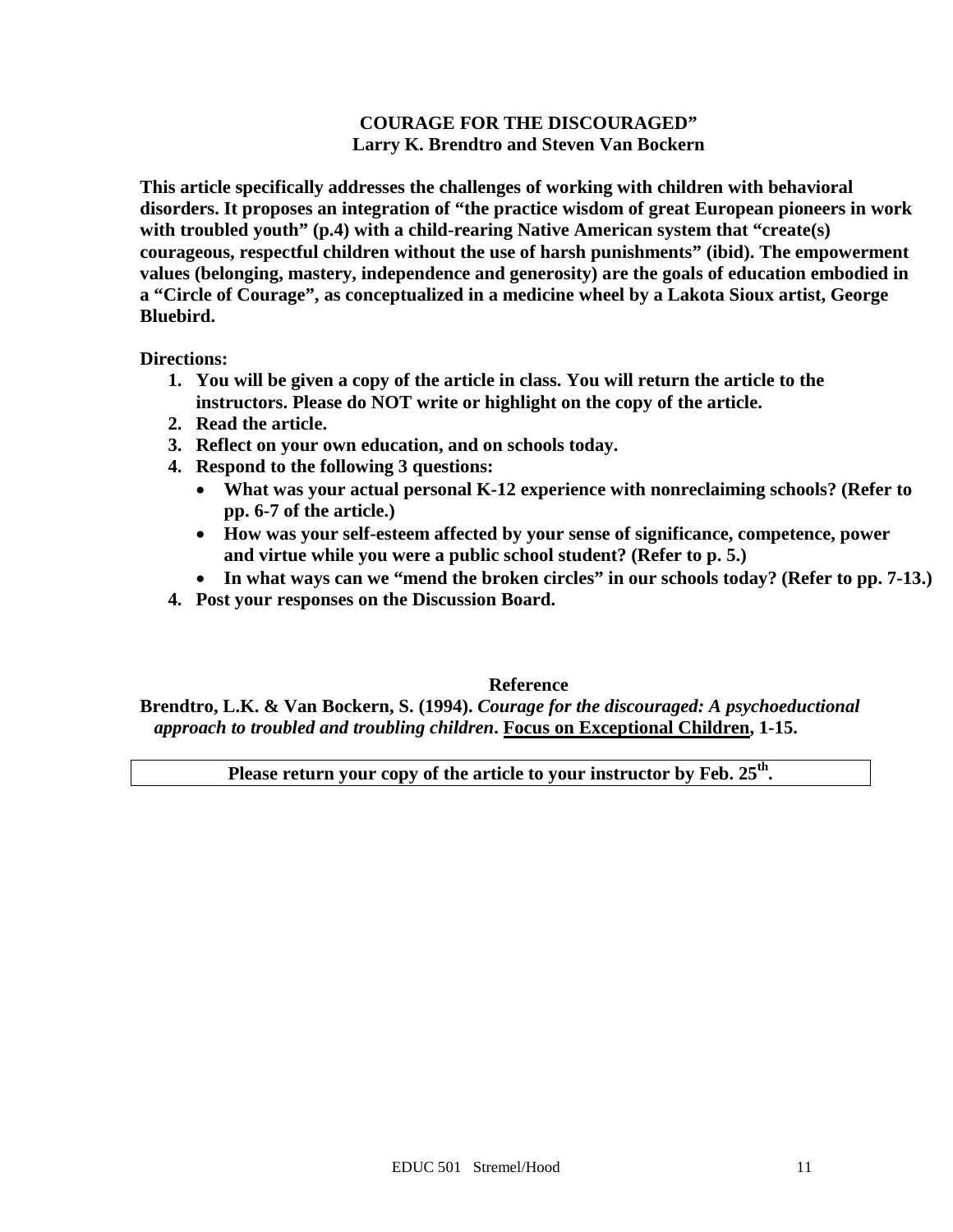**COURAGE FOR THE DISCOURAGED"**
**Larry K. Brendtro and Steven Van Bockern**

**This article specifically addresses the challenges of working with children with behavioral disorders. It proposes an integration of "the practice wisdom of great European pioneers in work with troubled youth" (p.4) with a child-rearing Native American system that "create(s) courageous, respectful children without the use of harsh punishments" (ibid). The empowerment values (belonging, mastery, independence and generosity) are the goals of education embodied in a "Circle of Courage", as conceptualized in a medicine wheel by a Lakota Sioux artist, George Bluebird.**

**Directions:**

1. **You will be given a copy of the article in class. You will return the article to the instructors. Please do NOT write or highlight on the copy of the article.**
2. **Read the article.**
3. **Reflect on your own education, and on schools today.**
4. **Respond to the following 3 questions:**
   - **What was your actual personal K-12 experience with nonreclaiming schools? (Refer to pp. 6-7 of the article.)**
   - **How was your self-esteem affected by your sense of significance, competence, power and virtue while you were a public school student? (Refer to p. 5.)**
   - **In what ways can we "mend the broken circles" in our schools today? (Refer to pp. 7-13.)**
4. **Post your responses on the Discussion Board.**

**Reference**

**Brendtro, L.K. & Van Bockern, S. (1994).** ***Courage for the discouraged: A psychoeductional approach to troubled and troubling children*****.** **Focus on Exceptional Children, 1-15.**

| **Please return your copy of the article to your instructor by Feb. 25th.** |
|---|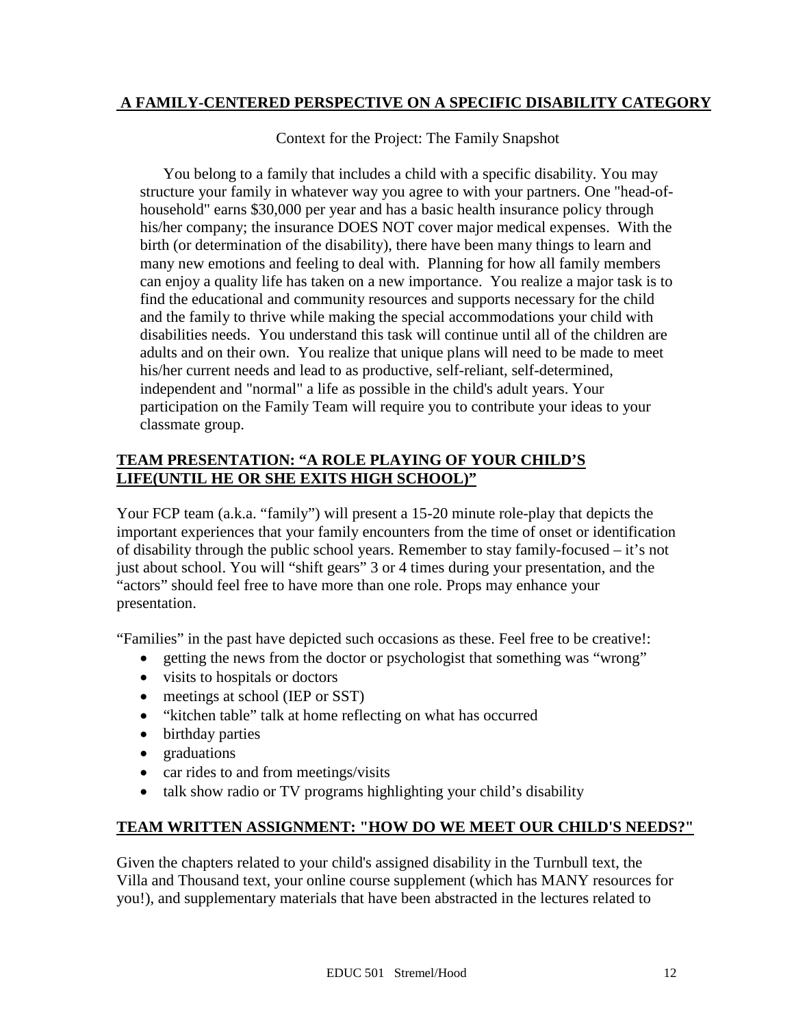## A FAMILY-CENTERED PERSPECTIVE ON A SPECIFIC DISABILITY CATEGORY

Context for the Project: The Family Snapshot

You belong to a family that includes a child with a specific disability. You may structure your family in whatever way you agree to with your partners. One "head-of-household" earns $30,000 per year and has a basic health insurance policy through his/her company; the insurance DOES NOT cover major medical expenses. With the birth (or determination of the disability), there have been many things to learn and many new emotions and feeling to deal with. Planning for how all family members can enjoy a quality life has taken on a new importance. You realize a major task is to find the educational and community resources and supports necessary for the child and the family to thrive while making the special accommodations your child with disabilities needs. You understand this task will continue until all of the children are adults and on their own. You realize that unique plans will need to be made to meet his/her current needs and lead to as productive, self-reliant, self-determined, independent and "normal" a life as possible in the child's adult years. Your participation on the Family Team will require you to contribute your ideas to your classmate group.

### TEAM PRESENTATION: "A ROLE PLAYING OF YOUR CHILD'S LIFE(UNTIL HE OR SHE EXITS HIGH SCHOOL)"

Your FCP team (a.k.a. "family") will present a 15-20 minute role-play that depicts the important experiences that your family encounters from the time of onset or identification of disability through the public school years. Remember to stay family-focused – it's not just about school. You will "shift gears" 3 or 4 times during your presentation, and the "actors" should feel free to have more than one role. Props may enhance your presentation.

"Families" in the past have depicted such occasions as these. Feel free to be creative!:

- getting the news from the doctor or psychologist that something was "wrong"
- visits to hospitals or doctors
- meetings at school (IEP or SST)
- "kitchen table" talk at home reflecting on what has occurred
- birthday parties
- graduations
- car rides to and from meetings/visits
- talk show radio or TV programs highlighting your child's disability

### TEAM WRITTEN ASSIGNMENT: "HOW DO WE MEET OUR CHILD'S NEEDS?"

Given the chapters related to your child's assigned disability in the Turnbull text, the Villa and Thousand text, your online course supplement (which has MANY resources for you!), and supplementary materials that have been abstracted in the lectures related to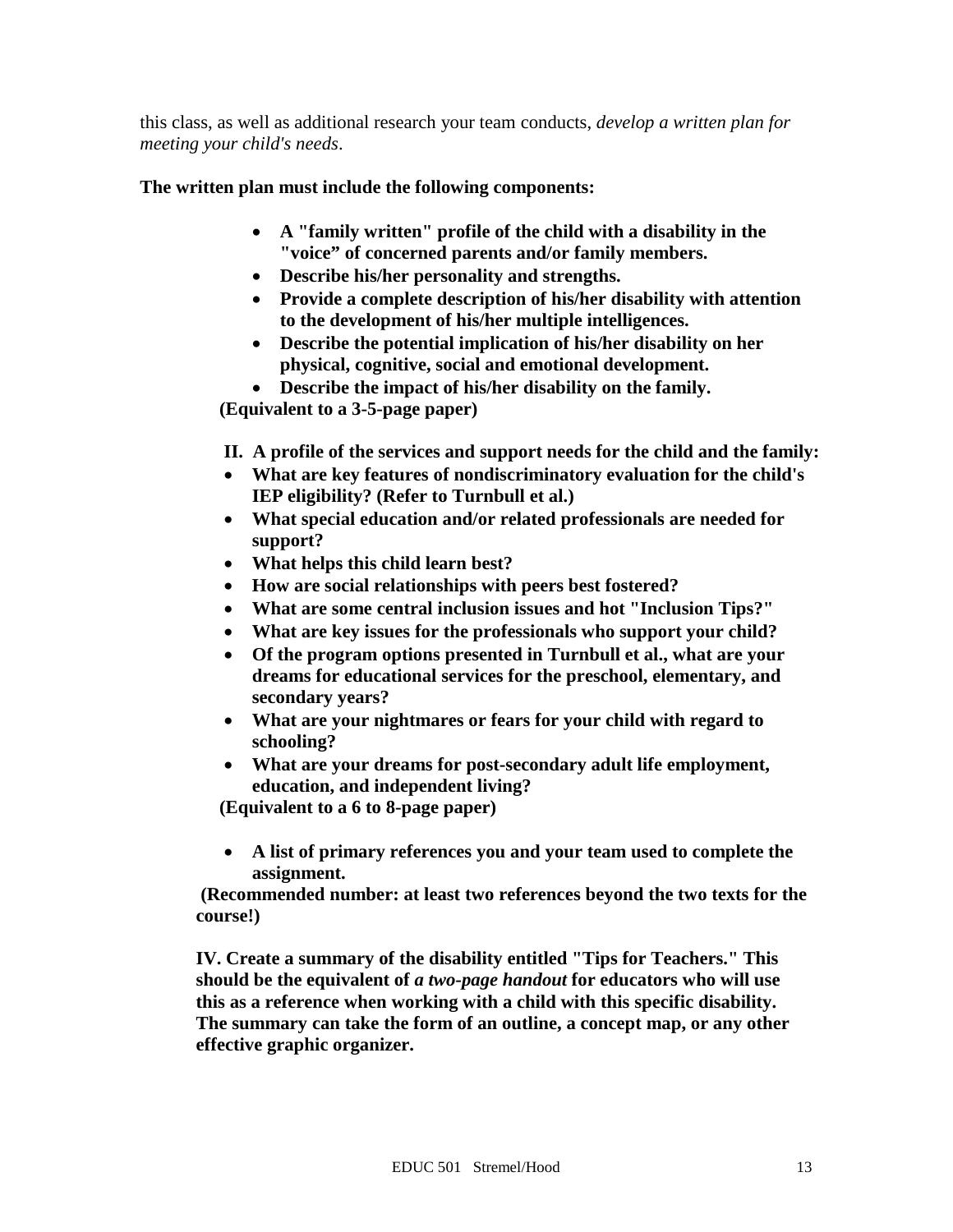this class, as well as additional research your team conducts, *develop a written plan for meeting your child's needs*.

**The written plan must include the following components:**

- **A "family written" profile of the child with a disability in the "voice" of concerned parents and/or family members.**
- **Describe his/her personality and strengths.**
- **Provide a complete description of his/her disability with attention to the development of his/her multiple intelligences.**
- **Describe the potential implication of his/her disability on her physical, cognitive, social and emotional development.**
- **Describe the impact of his/her disability on the family.**

**(Equivalent to a 3-5-page paper)**

**II. A profile of the services and support needs for the child and the family:**

- **What are key features of nondiscriminatory evaluation for the child's IEP eligibility? (Refer to Turnbull et al.)**
- **What special education and/or related professionals are needed for support?**
- **What helps this child learn best?**
- **How are social relationships with peers best fostered?**
- **What are some central inclusion issues and hot "Inclusion Tips?"**
- **What are key issues for the professionals who support your child?**
- **Of the program options presented in Turnbull et al., what are your dreams for educational services for the preschool, elementary, and secondary years?**
- **What are your nightmares or fears for your child with regard to schooling?**
- **What are your dreams for post-secondary adult life employment, education, and independent living?**

**(Equivalent to a 6 to 8-page paper)**

- **A list of primary references you and your team used to complete the assignment.**

**(Recommended number: at least two references beyond the two texts for the course!)**

**IV. Create a summary of the disability entitled "Tips for Teachers." This should be the equivalent of *a two-page handout* for educators who will use this as a reference when working with a child with this specific disability. The summary can take the form of an outline, a concept map, or any other effective graphic organizer.**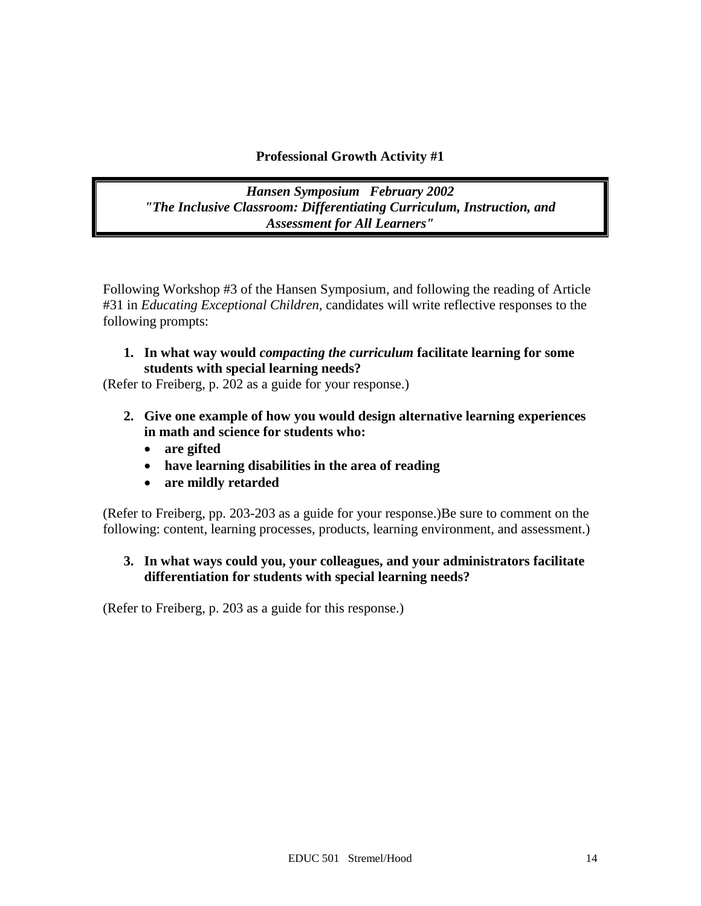## Professional Growth Activity #1

***Hansen Symposium February 2002***
***"The Inclusive Classroom: Differentiating Curriculum, Instruction, and Assessment for All Learners"***

Following Workshop #3 of the Hansen Symposium, and following the reading of Article #31 in *Educating Exceptional Children*, candidates will write reflective responses to the following prompts:

1. **In what way would *compacting the curriculum* facilitate learning for some students with special learning needs?**

(Refer to Freiberg, p. 202 as a guide for your response.)

2. **Give one example of how you would design alternative learning experiences in math and science for students who:**
   - **are gifted**
   - **have learning disabilities in the area of reading**
   - **are mildly retarded**

(Refer to Freiberg, pp. 203-203 as a guide for your response.)Be sure to comment on the following: content, learning processes, products, learning environment, and assessment.)

3. **In what ways could you, your colleagues, and your administrators facilitate differentiation for students with special learning needs?**

(Refer to Freiberg, p. 203 as a guide for this response.)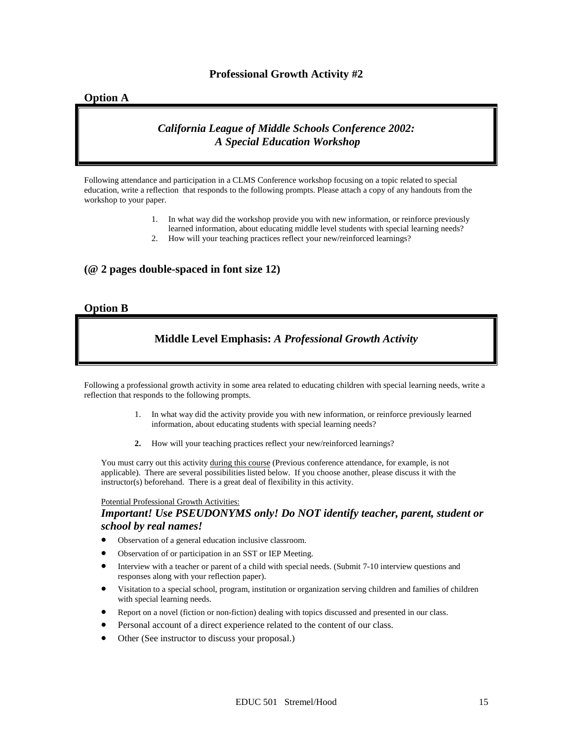## Professional Growth Activity #2

### Option A

***California League of Middle Schools Conference 2002: A Special Education Workshop***

Following attendance and participation in a CLMS Conference workshop focusing on a topic related to special education, write a reflection that responds to the following prompts. Please attach a copy of any handouts from the workshop to your paper.

1. In what way did the workshop provide you with new information, or reinforce previously learned information, about educating middle level students with special learning needs?
2. How will your teaching practices reflect your new/reinforced learnings?

**(@ 2 pages double-spaced in font size 12)**

### Option B

**Middle Level Emphasis:** ***A Professional Growth Activity***

Following a professional growth activity in some area related to educating children with special learning needs, write a reflection that responds to the following prompts.

1. In what way did the activity provide you with new information, or reinforce previously learned information, about educating students with special learning needs?
2. How will your teaching practices reflect your new/reinforced learnings?

You must carry out this activity <u>during this course</u> (Previous conference attendance, for example, is not applicable). There are several possibilities listed below. If you choose another, please discuss it with the instructor(s) beforehand. There is a great deal of flexibility in this activity.

<u>Potential Professional Growth Activities:</u>

***Important! Use PSEUDONYMS only! Do NOT identify teacher, parent, student or school by real names!***

- Observation of a general education inclusive classroom.
- Observation of or participation in an SST or IEP Meeting.
- Interview with a teacher or parent of a child with special needs. (Submit 7-10 interview questions and responses along with your reflection paper).
- Visitation to a special school, program, institution or organization serving children and families of children with special learning needs.
- Report on a novel (fiction or non-fiction) dealing with topics discussed and presented in our class.
- Personal account of a direct experience related to the content of our class.
- Other (See instructor to discuss your proposal.)